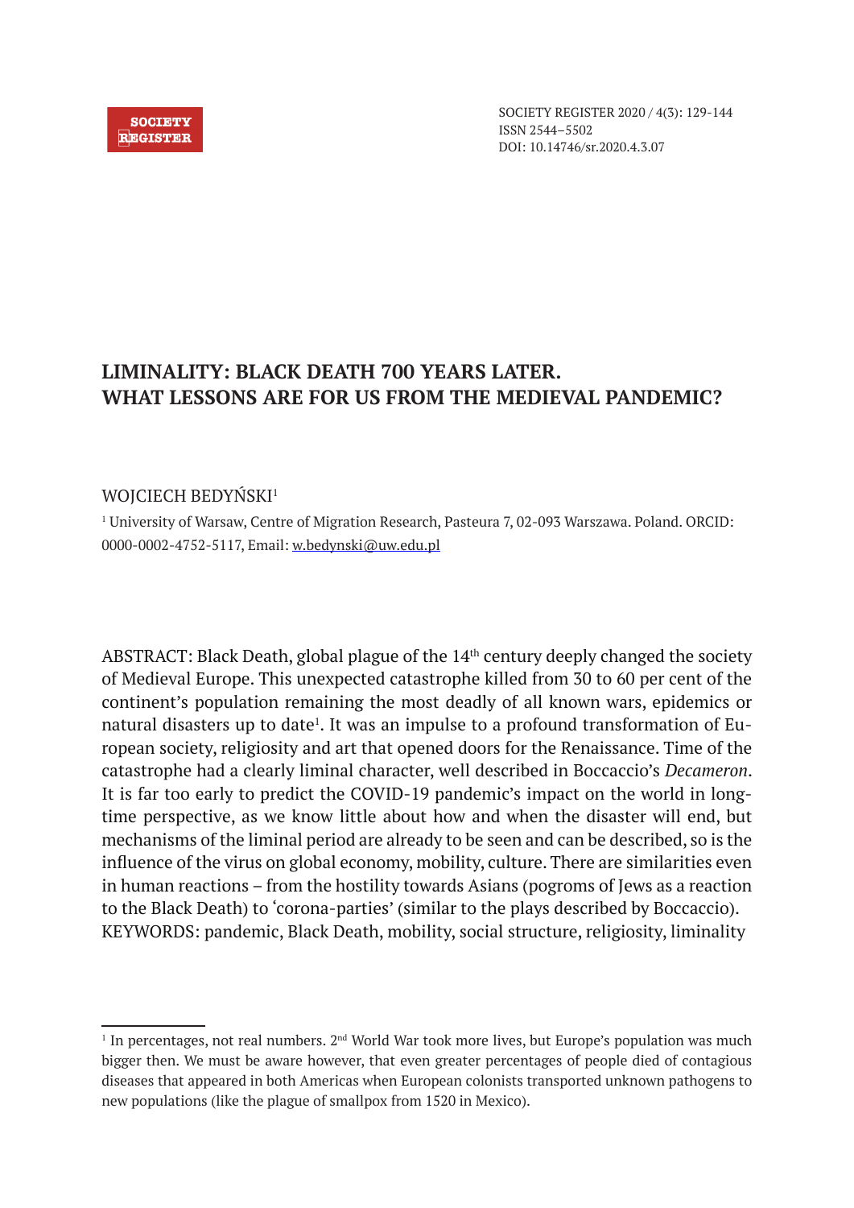# LIMINALITY: BLACK DEATH 700 YEARS LATER. WHAT LESSONS ARE FOR US FROM THE MEDIEVAL PANDEMIC?

WOJCIECH BEDYŃSKI[1]

[1] University of Warsaw, Centre of Migration Research, Pasteura 7, 02-093 Warszawa. Poland. ORCID: 0000-0002-4752-5117, Email: w.bedynski@uw.edu.pl

ABSTRACT: Black Death, global plague of the 14th century deeply changed the society of Medieval Europe. This unexpected catastrophe killed from 30 to 60 per cent of the continent's population remaining the most deadly of all known wars, epidemics or natural disasters up to date[1]. It was an impulse to a profound transformation of European society, religiosity and art that opened doors for the Renaissance. Time of the catastrophe had a clearly liminal character, well described in Boccaccio's *Decameron*. It is far too early to predict the COVID-19 pandemic's impact on the world in long-time perspective, as we know little about how and when the disaster will end, but mechanisms of the liminal period are already to be seen and can be described, so is the influence of the virus on global economy, mobility, culture. There are similarities even in human reactions – from the hostility towards Asians (pogroms of Jews as a reaction to the Black Death) to 'corona-parties' (similar to the plays described by Boccaccio).

KEYWORDS: pandemic, Black Death, mobility, social structure, religiosity, liminality

---

[1] In percentages, not real numbers. 2nd World War took more lives, but Europe's population was much bigger then. We must be aware however, that even greater percentages of people died of contagious diseases that appeared in both Americas when European colonists transported unknown pathogens to new populations (like the plague of smallpox from 1520 in Mexico).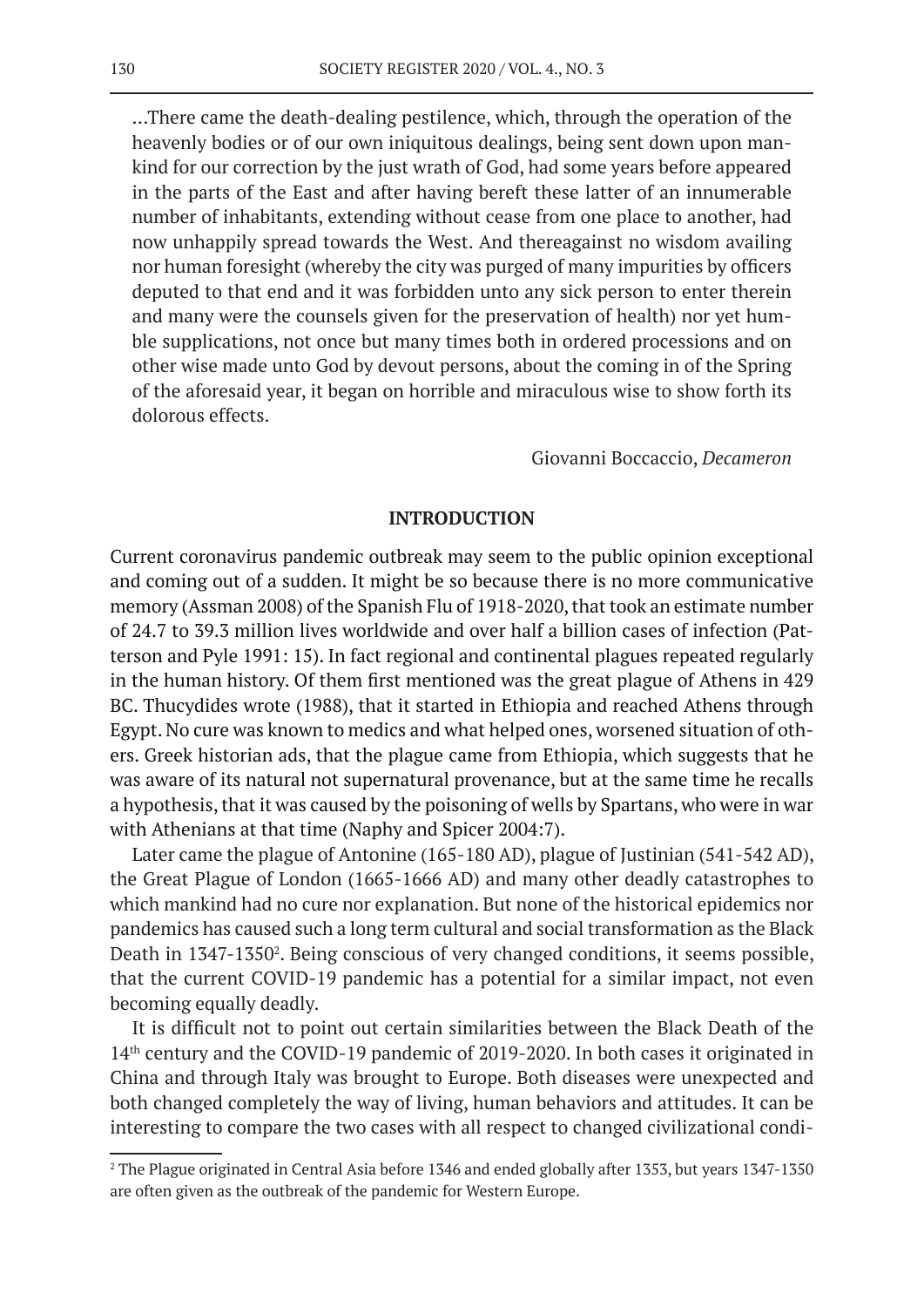...There came the death-dealing pestilence, which, through the operation of the heavenly bodies or of our own iniquitous dealings, being sent down upon mankind for our correction by the just wrath of God, had some years before appeared in the parts of the East and after having bereft these latter of an innumerable number of inhabitants, extending without cease from one place to another, had now unhappily spread towards the West. And thereagainst no wisdom availing nor human foresight (whereby the city was purged of many impurities by officers deputed to that end and it was forbidden unto any sick person to enter therein and many were the counsels given for the preservation of health) nor yet humble supplications, not once but many times both in ordered processions and on other wise made unto God by devout persons, about the coming in of the Spring of the aforesaid year, it began on horrible and miraculous wise to show forth its dolorous effects.

Giovanni Boccaccio, *Decameron*

## INTRODUCTION

Current coronavirus pandemic outbreak may seem to the public opinion exceptional and coming out of a sudden. It might be so because there is no more communicative memory (Assman 2008) of the Spanish Flu of 1918-2020, that took an estimate number of 24.7 to 39.3 million lives worldwide and over half a billion cases of infection (Patterson and Pyle 1991: 15). In fact regional and continental plagues repeated regularly in the human history. Of them first mentioned was the great plague of Athens in 429 BC. Thucydides wrote (1988), that it started in Ethiopia and reached Athens through Egypt. No cure was known to medics and what helped ones, worsened situation of others. Greek historian ads, that the plague came from Ethiopia, which suggests that he was aware of its natural not supernatural provenance, but at the same time he recalls a hypothesis, that it was caused by the poisoning of wells by Spartans, who were in war with Athenians at that time (Naphy and Spicer 2004:7).

Later came the plague of Antonine (165-180 AD), plague of Justinian (541-542 AD), the Great Plague of London (1665-1666 AD) and many other deadly catastrophes to which mankind had no cure nor explanation. But none of the historical epidemics nor pandemics has caused such a long term cultural and social transformation as the Black Death in 1347-1350[2]. Being conscious of very changed conditions, it seems possible, that the current COVID-19 pandemic has a potential for a similar impact, not even becoming equally deadly.

It is difficult not to point out certain similarities between the Black Death of the 14th century and the COVID-19 pandemic of 2019-2020. In both cases it originated in China and through Italy was brought to Europe. Both diseases were unexpected and both changed completely the way of living, human behaviors and attitudes. It can be interesting to compare the two cases with all respect to changed civilizational condi-

[2] The Plague originated in Central Asia before 1346 and ended globally after 1353, but years 1347-1350 are often given as the outbreak of the pandemic for Western Europe.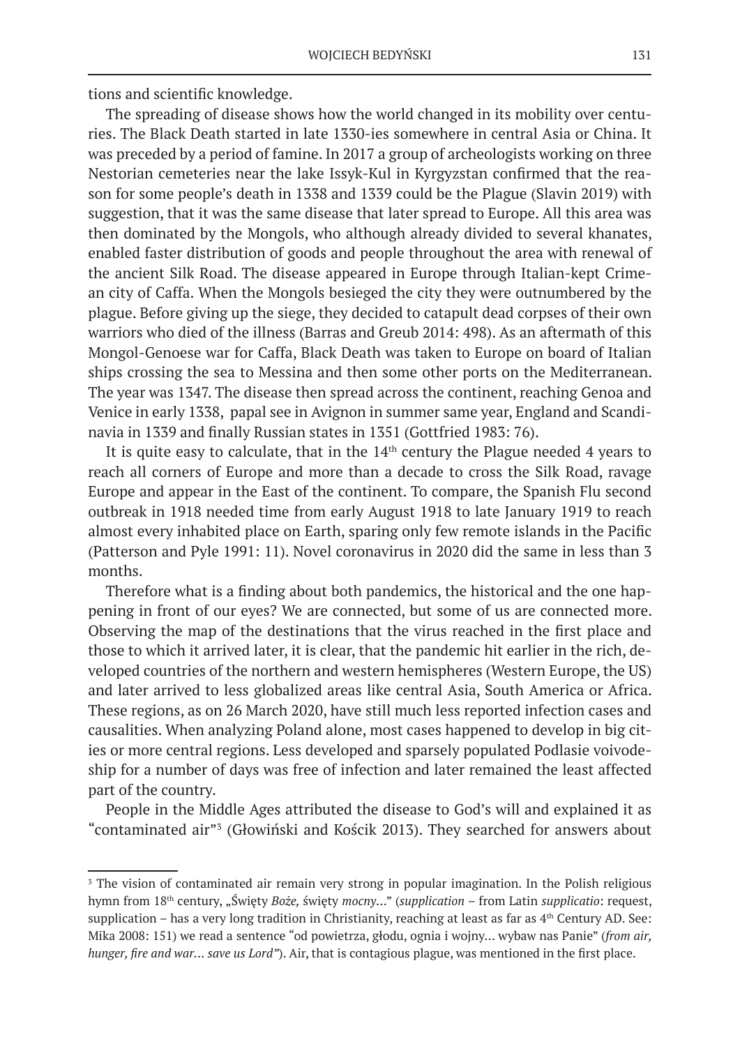tions and scientific knowledge.

The spreading of disease shows how the world changed in its mobility over centuries. The Black Death started in late 1330-ies somewhere in central Asia or China. It was preceded by a period of famine. In 2017 a group of archeologists working on three Nestorian cemeteries near the lake Issyk-Kul in Kyrgyzstan confirmed that the reason for some people's death in 1338 and 1339 could be the Plague (Slavin 2019) with suggestion, that it was the same disease that later spread to Europe. All this area was then dominated by the Mongols, who although already divided to several khanates, enabled faster distribution of goods and people throughout the area with renewal of the ancient Silk Road. The disease appeared in Europe through Italian-kept Crimean city of Caffa. When the Mongols besieged the city they were outnumbered by the plague. Before giving up the siege, they decided to catapult dead corpses of their own warriors who died of the illness (Barras and Greub 2014: 498). As an aftermath of this Mongol-Genoese war for Caffa, Black Death was taken to Europe on board of Italian ships crossing the sea to Messina and then some other ports on the Mediterranean. The year was 1347. The disease then spread across the continent, reaching Genoa and Venice in early 1338, papal see in Avignon in summer same year, England and Scandinavia in 1339 and finally Russian states in 1351 (Gottfried 1983: 76).

It is quite easy to calculate, that in the 14th century the Plague needed 4 years to reach all corners of Europe and more than a decade to cross the Silk Road, ravage Europe and appear in the East of the continent. To compare, the Spanish Flu second outbreak in 1918 needed time from early August 1918 to late January 1919 to reach almost every inhabited place on Earth, sparing only few remote islands in the Pacific (Patterson and Pyle 1991: 11). Novel coronavirus in 2020 did the same in less than 3 months.

Therefore what is a finding about both pandemics, the historical and the one happening in front of our eyes? We are connected, but some of us are connected more. Observing the map of the destinations that the virus reached in the first place and those to which it arrived later, it is clear, that the pandemic hit earlier in the rich, developed countries of the northern and western hemispheres (Western Europe, the US) and later arrived to less globalized areas like central Asia, South America or Africa. These regions, as on 26 March 2020, have still much less reported infection cases and causalities. When analyzing Poland alone, most cases happened to develop in big cities or more central regions. Less developed and sparsely populated Podlasie voivodeship for a number of days was free of infection and later remained the least affected part of the country.

People in the Middle Ages attributed the disease to God's will and explained it as "contaminated air"[3] (Głowiński and Kościk 2013). They searched for answers about

---

[3] The vision of contaminated air remain very strong in popular imagination. In the Polish religious hymn from 18th century, „Święty *Boże,* święty *mocny…*" (*supplication* – from Latin *supplicatio*: request, supplication – has a very long tradition in Christianity, reaching at least as far as 4th Century AD. See: Mika 2008: 151) we read a sentence "od powietrza, głodu, ognia i wojny… wybaw nas Panie" (*from air, hunger, fire and war… save us Lord"*). Air, that is contagious plague, was mentioned in the first place.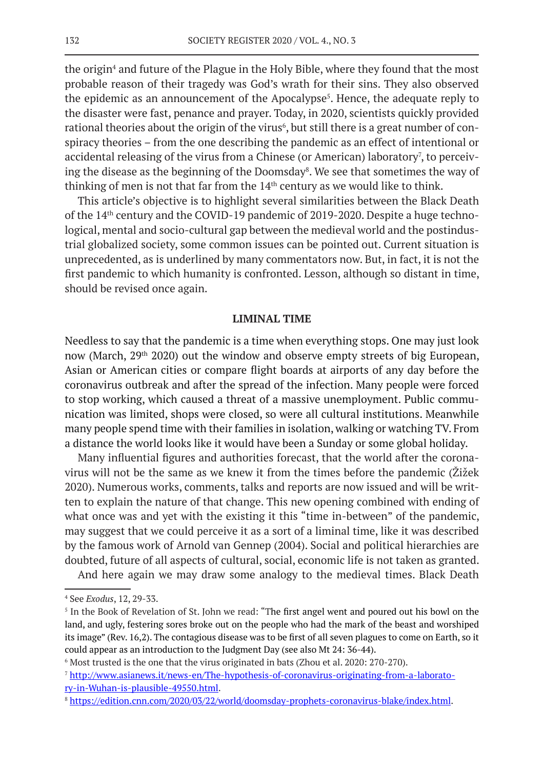the origin[4] and future of the Plague in the Holy Bible, where they found that the most probable reason of their tragedy was God's wrath for their sins. They also observed the epidemic as an announcement of the Apocalypse[5]. Hence, the adequate reply to the disaster were fast, penance and prayer. Today, in 2020, scientists quickly provided rational theories about the origin of the virus[6], but still there is a great number of conspiracy theories – from the one describing the pandemic as an effect of intentional or accidental releasing of the virus from a Chinese (or American) laboratory[7], to perceiving the disease as the beginning of the Doomsday[8]. We see that sometimes the way of thinking of men is not that far from the 14th century as we would like to think.

This article's objective is to highlight several similarities between the Black Death of the 14th century and the COVID-19 pandemic of 2019-2020. Despite a huge technological, mental and socio-cultural gap between the medieval world and the postindustrial globalized society, some common issues can be pointed out. Current situation is unprecedented, as is underlined by many commentators now. But, in fact, it is not the first pandemic to which humanity is confronted. Lesson, although so distant in time, should be revised once again.

## LIMINAL TIME

Needless to say that the pandemic is a time when everything stops. One may just look now (March, 29th 2020) out the window and observe empty streets of big European, Asian or American cities or compare flight boards at airports of any day before the coronavirus outbreak and after the spread of the infection. Many people were forced to stop working, which caused a threat of a massive unemployment. Public communication was limited, shops were closed, so were all cultural institutions. Meanwhile many people spend time with their families in isolation, walking or watching TV. From a distance the world looks like it would have been a Sunday or some global holiday.

Many influential figures and authorities forecast, that the world after the coronavirus will not be the same as we knew it from the times before the pandemic (Žižek 2020). Numerous works, comments, talks and reports are now issued and will be written to explain the nature of that change. This new opening combined with ending of what once was and yet with the existing it this "time in-between" of the pandemic, may suggest that we could perceive it as a sort of a liminal time, like it was described by the famous work of Arnold van Gennep (2004). Social and political hierarchies are doubted, future of all aspects of cultural, social, economic life is not taken as granted.

And here again we may draw some analogy to the medieval times. Black Death

---

[4] See *Exodus*, 12, 29-33.

[5] In the Book of Revelation of St. John we read: "The first angel went and poured out his bowl on the land, and ugly, festering sores broke out on the people who had the mark of the beast and worshiped its image" (Rev. 16,2). The contagious disease was to be first of all seven plagues to come on Earth, so it could appear as an introduction to the Judgment Day (see also Mt 24: 36-44).

[6] Most trusted is the one that the virus originated in bats (Zhou et al. 2020: 270-270).

[7] http://www.asianews.it/news-en/The-hypothesis-of-coronavirus-originating-from-a-laboratory-in-Wuhan-is-plausible-49550.html.

[8] https://edition.cnn.com/2020/03/22/world/doomsday-prophets-coronavirus-blake/index.html.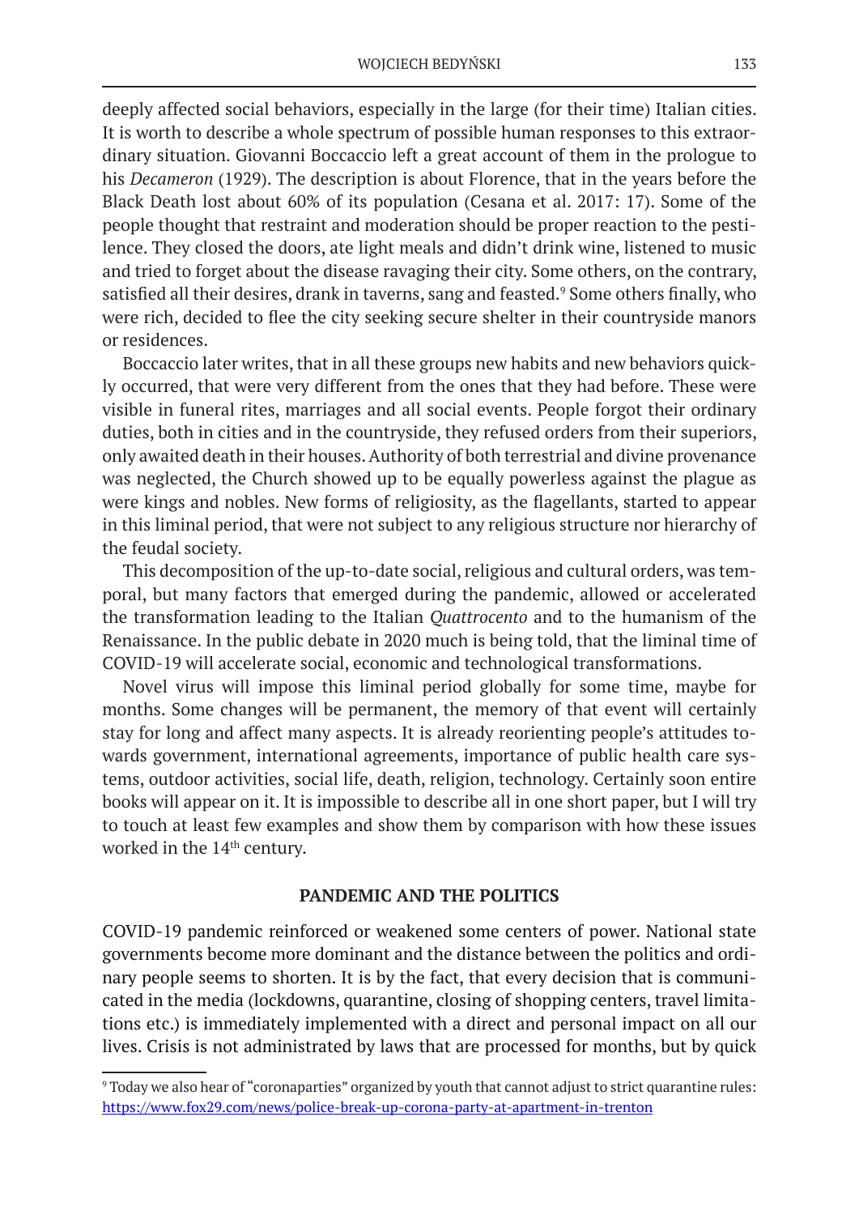deeply affected social behaviors, especially in the large (for their time) Italian cities. It is worth to describe a whole spectrum of possible human responses to this extraordinary situation. Giovanni Boccaccio left a great account of them in the prologue to his *Decameron* (1929). The description is about Florence, that in the years before the Black Death lost about 60% of its population (Cesana et al. 2017: 17). Some of the people thought that restraint and moderation should be proper reaction to the pestilence. They closed the doors, ate light meals and didn't drink wine, listened to music and tried to forget about the disease ravaging their city. Some others, on the contrary, satisfied all their desires, drank in taverns, sang and feasted.[9] Some others finally, who were rich, decided to flee the city seeking secure shelter in their countryside manors or residences.

Boccaccio later writes, that in all these groups new habits and new behaviors quickly occurred, that were very different from the ones that they had before. These were visible in funeral rites, marriages and all social events. People forgot their ordinary duties, both in cities and in the countryside, they refused orders from their superiors, only awaited death in their houses. Authority of both terrestrial and divine provenance was neglected, the Church showed up to be equally powerless against the plague as were kings and nobles. New forms of religiosity, as the flagellants, started to appear in this liminal period, that were not subject to any religious structure nor hierarchy of the feudal society.

This decomposition of the up-to-date social, religious and cultural orders, was temporal, but many factors that emerged during the pandemic, allowed or accelerated the transformation leading to the Italian *Quattrocento* and to the humanism of the Renaissance. In the public debate in 2020 much is being told, that the liminal time of COVID-19 will accelerate social, economic and technological transformations.

Novel virus will impose this liminal period globally for some time, maybe for months. Some changes will be permanent, the memory of that event will certainly stay for long and affect many aspects. It is already reorienting people's attitudes towards government, international agreements, importance of public health care systems, outdoor activities, social life, death, religion, technology. Certainly soon entire books will appear on it. It is impossible to describe all in one short paper, but I will try to touch at least few examples and show them by comparison with how these issues worked in the 14th century.

## PANDEMIC AND THE POLITICS

COVID-19 pandemic reinforced or weakened some centers of power. National state governments become more dominant and the distance between the politics and ordinary people seems to shorten. It is by the fact, that every decision that is communicated in the media (lockdowns, quarantine, closing of shopping centers, travel limitations etc.) is immediately implemented with a direct and personal impact on all our lives. Crisis is not administrated by laws that are processed for months, but by quick

[9] Today we also hear of "coronaparties" organized by youth that cannot adjust to strict quarantine rules: https://www.fox29.com/news/police-break-up-corona-party-at-apartment-in-trenton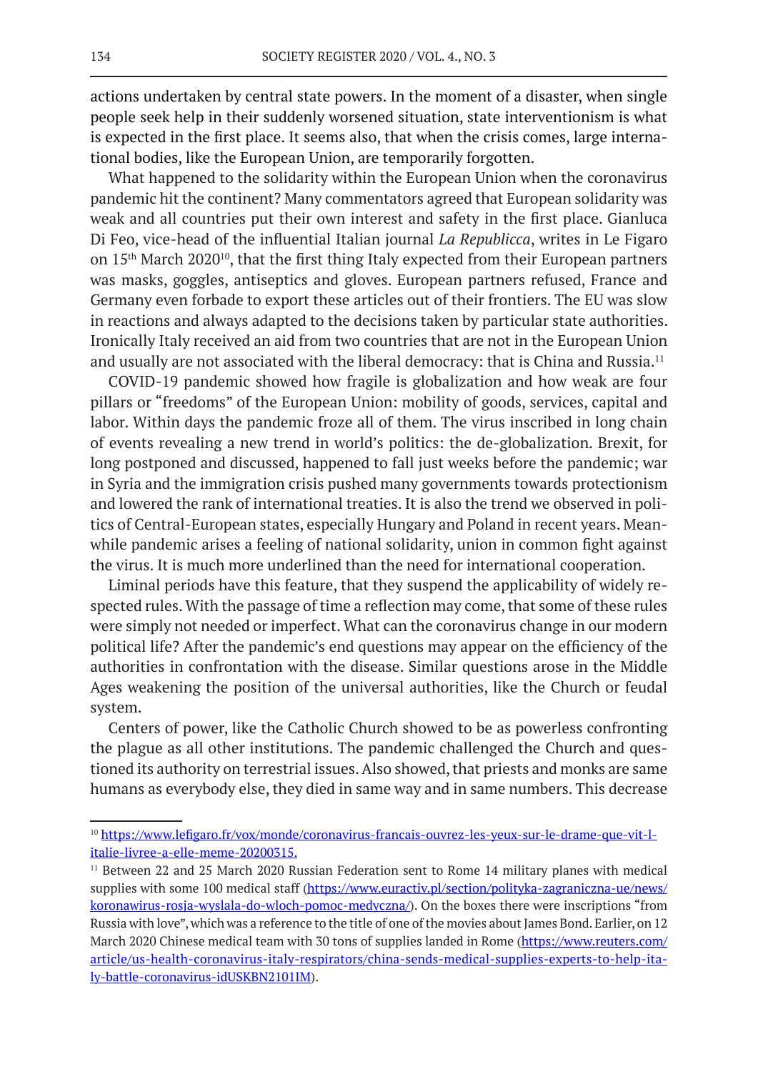actions undertaken by central state powers. In the moment of a disaster, when single people seek help in their suddenly worsened situation, state interventionism is what is expected in the first place. It seems also, that when the crisis comes, large international bodies, like the European Union, are temporarily forgotten.

What happened to the solidarity within the European Union when the coronavirus pandemic hit the continent? Many commentators agreed that European solidarity was weak and all countries put their own interest and safety in the first place. Gianluca Di Feo, vice-head of the influential Italian journal *La Republicca*, writes in Le Figaro on 15th March 2020[10], that the first thing Italy expected from their European partners was masks, goggles, antiseptics and gloves. European partners refused, France and Germany even forbade to export these articles out of their frontiers. The EU was slow in reactions and always adapted to the decisions taken by particular state authorities. Ironically Italy received an aid from two countries that are not in the European Union and usually are not associated with the liberal democracy: that is China and Russia.[11]

COVID-19 pandemic showed how fragile is globalization and how weak are four pillars or "freedoms" of the European Union: mobility of goods, services, capital and labor. Within days the pandemic froze all of them. The virus inscribed in long chain of events revealing a new trend in world's politics: the de-globalization. Brexit, for long postponed and discussed, happened to fall just weeks before the pandemic; war in Syria and the immigration crisis pushed many governments towards protectionism and lowered the rank of international treaties. It is also the trend we observed in politics of Central-European states, especially Hungary and Poland in recent years. Meanwhile pandemic arises a feeling of national solidarity, union in common fight against the virus. It is much more underlined than the need for international cooperation.

Liminal periods have this feature, that they suspend the applicability of widely respected rules. With the passage of time a reflection may come, that some of these rules were simply not needed or imperfect. What can the coronavirus change in our modern political life? After the pandemic's end questions may appear on the efficiency of the authorities in confrontation with the disease. Similar questions arose in the Middle Ages weakening the position of the universal authorities, like the Church or feudal system.

Centers of power, like the Catholic Church showed to be as powerless confronting the plague as all other institutions. The pandemic challenged the Church and questioned its authority on terrestrial issues. Also showed, that priests and monks are same humans as everybody else, they died in same way and in same numbers. This decrease

---

[10] https://www.lefigaro.fr/vox/monde/coronavirus-francais-ouvrez-les-yeux-sur-le-drame-que-vit-l-italie-livree-a-elle-meme-20200315.

[11] Between 22 and 25 March 2020 Russian Federation sent to Rome 14 military planes with medical supplies with some 100 medical staff (https://www.euractiv.pl/section/polityka-zagraniczna-ue/news/koronawirus-rosja-wyslala-do-wloch-pomoc-medyczna/). On the boxes there were inscriptions "from Russia with love", which was a reference to the title of one of the movies about James Bond. Earlier, on 12 March 2020 Chinese medical team with 30 tons of supplies landed in Rome (https://www.reuters.com/article/us-health-coronavirus-italy-respirators/china-sends-medical-supplies-experts-to-help-italy-battle-coronavirus-idUSKBN2101IM).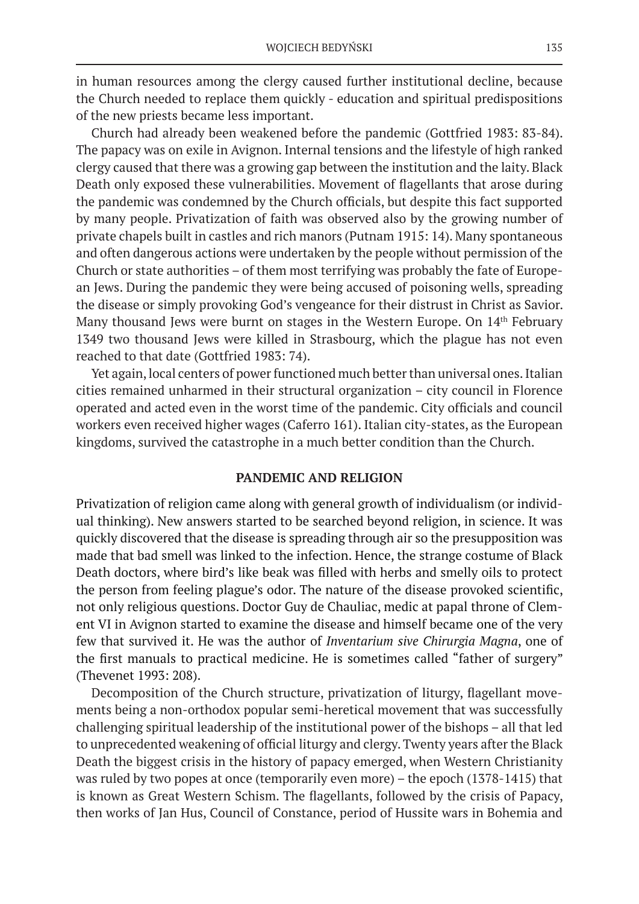in human resources among the clergy caused further institutional decline, because the Church needed to replace them quickly - education and spiritual predispositions of the new priests became less important.

Church had already been weakened before the pandemic (Gottfried 1983: 83-84). The papacy was on exile in Avignon. Internal tensions and the lifestyle of high ranked clergy caused that there was a growing gap between the institution and the laity. Black Death only exposed these vulnerabilities. Movement of flagellants that arose during the pandemic was condemned by the Church officials, but despite this fact supported by many people. Privatization of faith was observed also by the growing number of private chapels built in castles and rich manors (Putnam 1915: 14). Many spontaneous and often dangerous actions were undertaken by the people without permission of the Church or state authorities – of them most terrifying was probably the fate of European Jews. During the pandemic they were being accused of poisoning wells, spreading the disease or simply provoking God's vengeance for their distrust in Christ as Savior. Many thousand Jews were burnt on stages in the Western Europe. On 14th February 1349 two thousand Jews were killed in Strasbourg, which the plague has not even reached to that date (Gottfried 1983: 74).

Yet again, local centers of power functioned much better than universal ones. Italian cities remained unharmed in their structural organization – city council in Florence operated and acted even in the worst time of the pandemic. City officials and council workers even received higher wages (Caferro 161). Italian city-states, as the European kingdoms, survived the catastrophe in a much better condition than the Church.

## PANDEMIC AND RELIGION

Privatization of religion came along with general growth of individualism (or individual thinking). New answers started to be searched beyond religion, in science. It was quickly discovered that the disease is spreading through air so the presupposition was made that bad smell was linked to the infection. Hence, the strange costume of Black Death doctors, where bird's like beak was filled with herbs and smelly oils to protect the person from feeling plague's odor. The nature of the disease provoked scientific, not only religious questions. Doctor Guy de Chauliac, medic at papal throne of Clement VI in Avignon started to examine the disease and himself became one of the very few that survived it. He was the author of *Inventarium sive Chirurgia Magna*, one of the first manuals to practical medicine. He is sometimes called "father of surgery" (Thevenet 1993: 208).

Decomposition of the Church structure, privatization of liturgy, flagellant movements being a non-orthodox popular semi-heretical movement that was successfully challenging spiritual leadership of the institutional power of the bishops – all that led to unprecedented weakening of official liturgy and clergy. Twenty years after the Black Death the biggest crisis in the history of papacy emerged, when Western Christianity was ruled by two popes at once (temporarily even more) – the epoch (1378-1415) that is known as Great Western Schism. The flagellants, followed by the crisis of Papacy, then works of Jan Hus, Council of Constance, period of Hussite wars in Bohemia and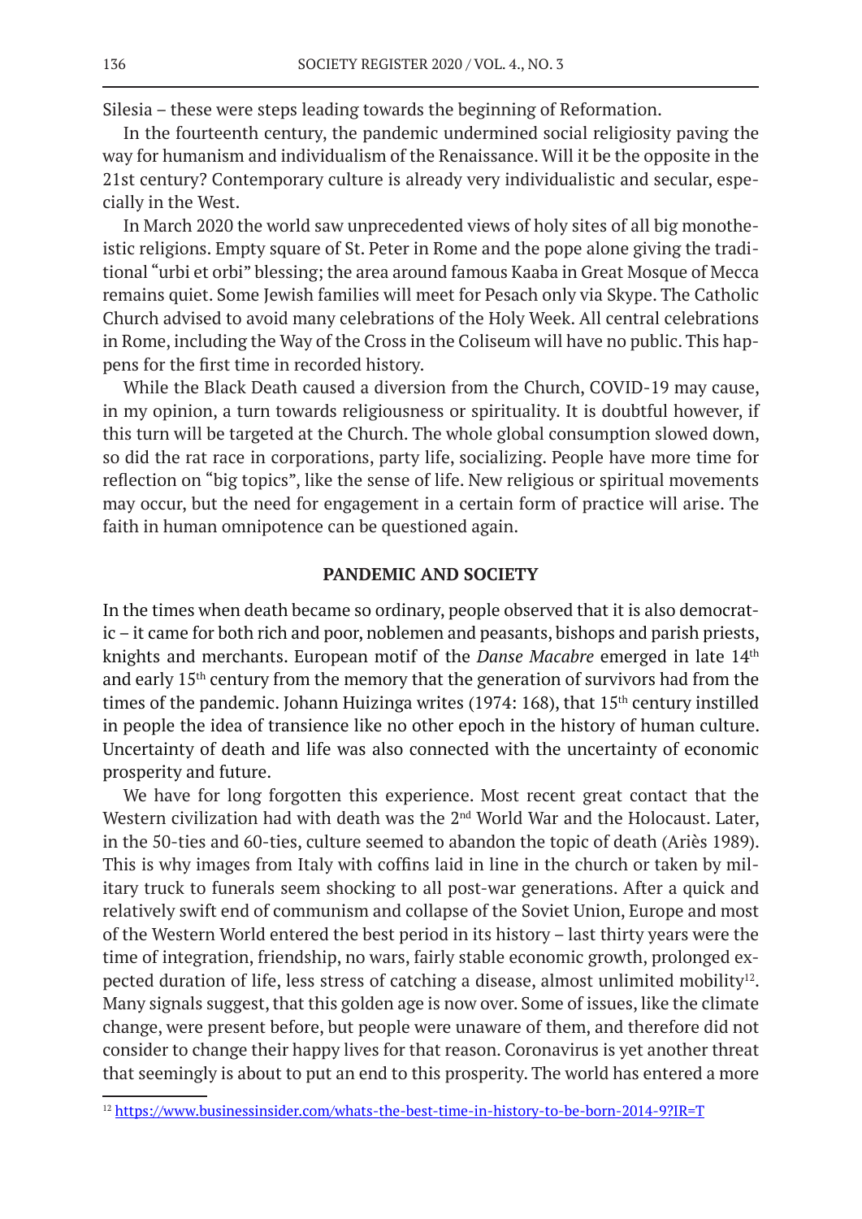Silesia – these were steps leading towards the beginning of Reformation.

In the fourteenth century, the pandemic undermined social religiosity paving the way for humanism and individualism of the Renaissance. Will it be the opposite in the 21st century? Contemporary culture is already very individualistic and secular, especially in the West.

In March 2020 the world saw unprecedented views of holy sites of all big monotheistic religions. Empty square of St. Peter in Rome and the pope alone giving the traditional "urbi et orbi" blessing; the area around famous Kaaba in Great Mosque of Mecca remains quiet. Some Jewish families will meet for Pesach only via Skype. The Catholic Church advised to avoid many celebrations of the Holy Week. All central celebrations in Rome, including the Way of the Cross in the Coliseum will have no public. This happens for the first time in recorded history.

While the Black Death caused a diversion from the Church, COVID-19 may cause, in my opinion, a turn towards religiousness or spirituality. It is doubtful however, if this turn will be targeted at the Church. The whole global consumption slowed down, so did the rat race in corporations, party life, socializing. People have more time for reflection on "big topics", like the sense of life. New religious or spiritual movements may occur, but the need for engagement in a certain form of practice will arise. The faith in human omnipotence can be questioned again.

## PANDEMIC AND SOCIETY

In the times when death became so ordinary, people observed that it is also democratic – it came for both rich and poor, noblemen and peasants, bishops and parish priests, knights and merchants. European motif of the *Danse Macabre* emerged in late 14th and early 15th century from the memory that the generation of survivors had from the times of the pandemic. Johann Huizinga writes (1974: 168), that 15th century instilled in people the idea of transience like no other epoch in the history of human culture. Uncertainty of death and life was also connected with the uncertainty of economic prosperity and future.

We have for long forgotten this experience. Most recent great contact that the Western civilization had with death was the 2nd World War and the Holocaust. Later, in the 50-ties and 60-ties, culture seemed to abandon the topic of death (Ariès 1989). This is why images from Italy with coffins laid in line in the church or taken by military truck to funerals seem shocking to all post-war generations. After a quick and relatively swift end of communism and collapse of the Soviet Union, Europe and most of the Western World entered the best period in its history – last thirty years were the time of integration, friendship, no wars, fairly stable economic growth, prolonged expected duration of life, less stress of catching a disease, almost unlimited mobility[12]. Many signals suggest, that this golden age is now over. Some of issues, like the climate change, were present before, but people were unaware of them, and therefore did not consider to change their happy lives for that reason. Coronavirus is yet another threat that seemingly is about to put an end to this prosperity. The world has entered a more

[12] https://www.businessinsider.com/whats-the-best-time-in-history-to-be-born-2014-9?IR=T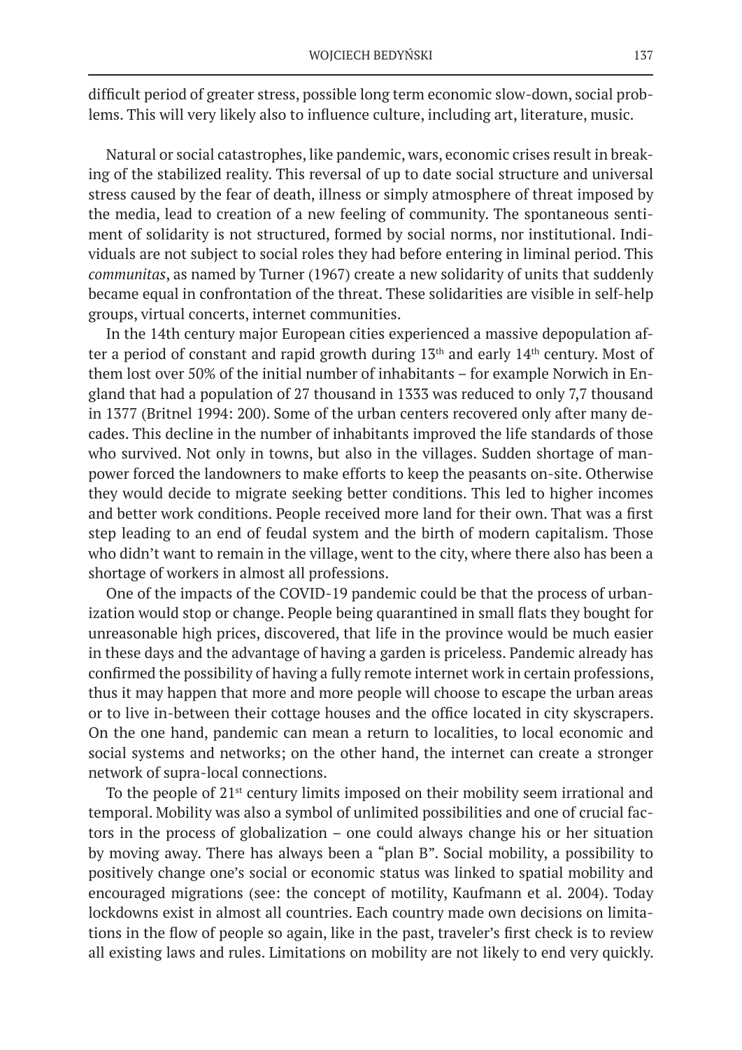difficult period of greater stress, possible long term economic slow-down, social problems. This will very likely also to influence culture, including art, literature, music.

Natural or social catastrophes, like pandemic, wars, economic crises result in breaking of the stabilized reality. This reversal of up to date social structure and universal stress caused by the fear of death, illness or simply atmosphere of threat imposed by the media, lead to creation of a new feeling of community. The spontaneous sentiment of solidarity is not structured, formed by social norms, nor institutional. Individuals are not subject to social roles they had before entering in liminal period. This *communitas*, as named by Turner (1967) create a new solidarity of units that suddenly became equal in confrontation of the threat. These solidarities are visible in self-help groups, virtual concerts, internet communities.

In the 14th century major European cities experienced a massive depopulation after a period of constant and rapid growth during 13th and early 14th century. Most of them lost over 50% of the initial number of inhabitants – for example Norwich in England that had a population of 27 thousand in 1333 was reduced to only 7,7 thousand in 1377 (Britnel 1994: 200). Some of the urban centers recovered only after many decades. This decline in the number of inhabitants improved the life standards of those who survived. Not only in towns, but also in the villages. Sudden shortage of manpower forced the landowners to make efforts to keep the peasants on-site. Otherwise they would decide to migrate seeking better conditions. This led to higher incomes and better work conditions. People received more land for their own. That was a first step leading to an end of feudal system and the birth of modern capitalism. Those who didn't want to remain in the village, went to the city, where there also has been a shortage of workers in almost all professions.

One of the impacts of the COVID-19 pandemic could be that the process of urbanization would stop or change. People being quarantined in small flats they bought for unreasonable high prices, discovered, that life in the province would be much easier in these days and the advantage of having a garden is priceless. Pandemic already has confirmed the possibility of having a fully remote internet work in certain professions, thus it may happen that more and more people will choose to escape the urban areas or to live in-between their cottage houses and the office located in city skyscrapers. On the one hand, pandemic can mean a return to localities, to local economic and social systems and networks; on the other hand, the internet can create a stronger network of supra-local connections.

To the people of 21st century limits imposed on their mobility seem irrational and temporal. Mobility was also a symbol of unlimited possibilities and one of crucial factors in the process of globalization – one could always change his or her situation by moving away. There has always been a "plan B". Social mobility, a possibility to positively change one's social or economic status was linked to spatial mobility and encouraged migrations (see: the concept of motility, Kaufmann et al. 2004). Today lockdowns exist in almost all countries. Each country made own decisions on limitations in the flow of people so again, like in the past, traveler's first check is to review all existing laws and rules. Limitations on mobility are not likely to end very quickly.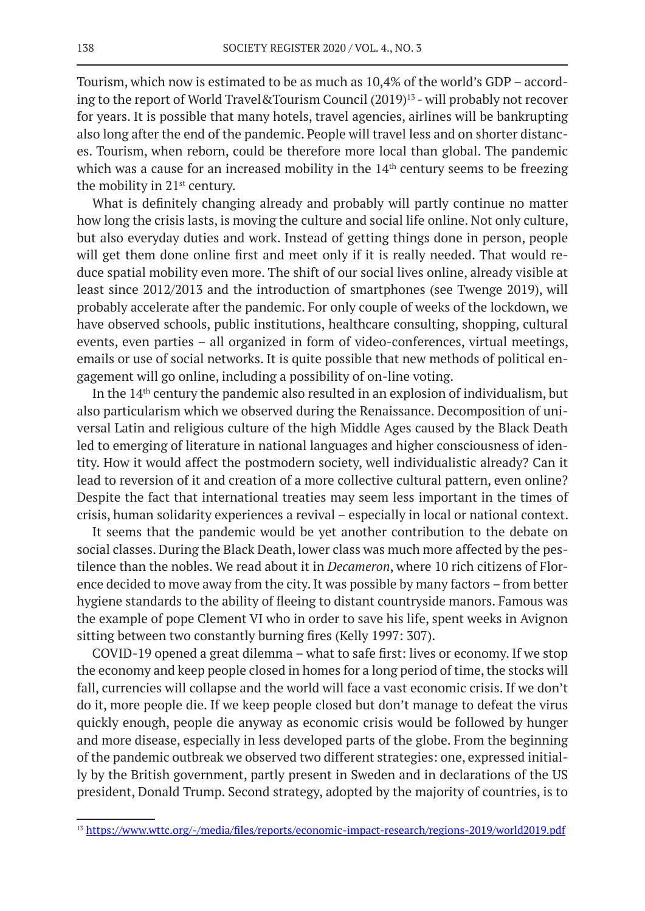Tourism, which now is estimated to be as much as 10,4% of the world's GDP – according to the report of World Travel&Tourism Council (2019)[13] - will probably not recover for years. It is possible that many hotels, travel agencies, airlines will be bankrupting also long after the end of the pandemic. People will travel less and on shorter distances. Tourism, when reborn, could be therefore more local than global. The pandemic which was a cause for an increased mobility in the 14th century seems to be freezing the mobility in 21st century.

What is definitely changing already and probably will partly continue no matter how long the crisis lasts, is moving the culture and social life online. Not only culture, but also everyday duties and work. Instead of getting things done in person, people will get them done online first and meet only if it is really needed. That would reduce spatial mobility even more. The shift of our social lives online, already visible at least since 2012/2013 and the introduction of smartphones (see Twenge 2019), will probably accelerate after the pandemic. For only couple of weeks of the lockdown, we have observed schools, public institutions, healthcare consulting, shopping, cultural events, even parties – all organized in form of video-conferences, virtual meetings, emails or use of social networks. It is quite possible that new methods of political engagement will go online, including a possibility of on-line voting.

In the 14th century the pandemic also resulted in an explosion of individualism, but also particularism which we observed during the Renaissance. Decomposition of universal Latin and religious culture of the high Middle Ages caused by the Black Death led to emerging of literature in national languages and higher consciousness of identity. How it would affect the postmodern society, well individualistic already? Can it lead to reversion of it and creation of a more collective cultural pattern, even online? Despite the fact that international treaties may seem less important in the times of crisis, human solidarity experiences a revival – especially in local or national context.

It seems that the pandemic would be yet another contribution to the debate on social classes. During the Black Death, lower class was much more affected by the pestilence than the nobles. We read about it in *Decameron*, where 10 rich citizens of Florence decided to move away from the city. It was possible by many factors – from better hygiene standards to the ability of fleeing to distant countryside manors. Famous was the example of pope Clement VI who in order to save his life, spent weeks in Avignon sitting between two constantly burning fires (Kelly 1997: 307).

COVID-19 opened a great dilemma – what to safe first: lives or economy. If we stop the economy and keep people closed in homes for a long period of time, the stocks will fall, currencies will collapse and the world will face a vast economic crisis. If we don't do it, more people die. If we keep people closed but don't manage to defeat the virus quickly enough, people die anyway as economic crisis would be followed by hunger and more disease, especially in less developed parts of the globe. From the beginning of the pandemic outbreak we observed two different strategies: one, expressed initially by the British government, partly present in Sweden and in declarations of the US president, Donald Trump. Second strategy, adopted by the majority of countries, is to

[13] https://www.wttc.org/-/media/files/reports/economic-impact-research/regions-2019/world2019.pdf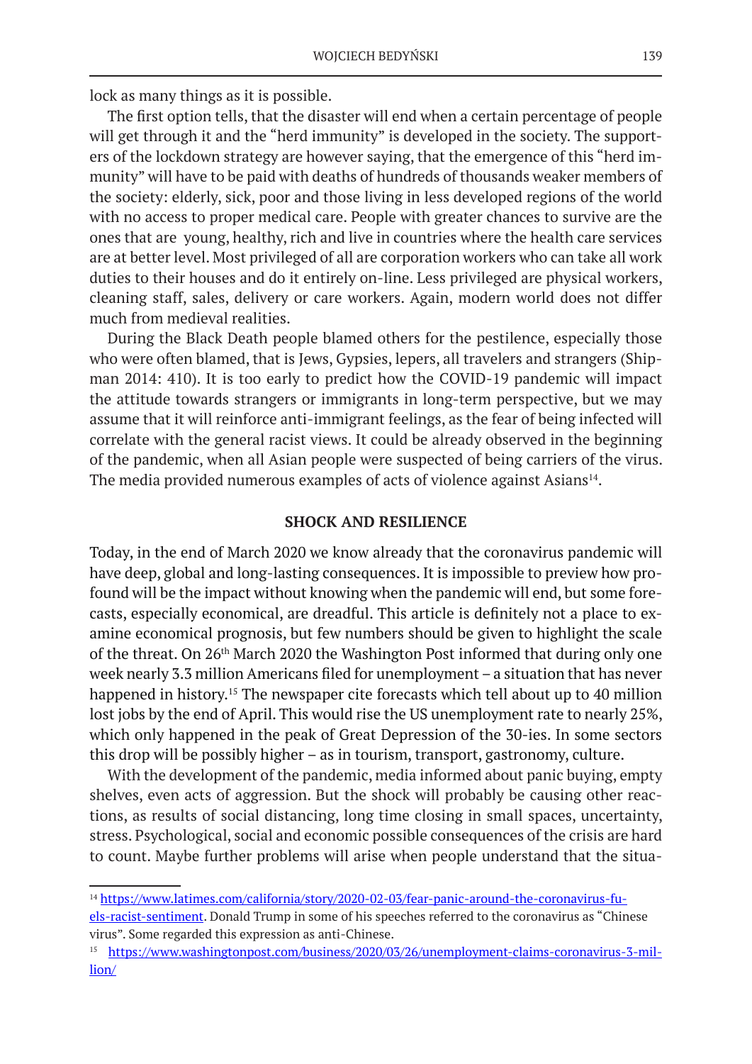lock as many things as it is possible.

The first option tells, that the disaster will end when a certain percentage of people will get through it and the "herd immunity" is developed in the society. The supporters of the lockdown strategy are however saying, that the emergence of this "herd immunity" will have to be paid with deaths of hundreds of thousands weaker members of the society: elderly, sick, poor and those living in less developed regions of the world with no access to proper medical care. People with greater chances to survive are the ones that are young, healthy, rich and live in countries where the health care services are at better level. Most privileged of all are corporation workers who can take all work duties to their houses and do it entirely on-line. Less privileged are physical workers, cleaning staff, sales, delivery or care workers. Again, modern world does not differ much from medieval realities.

During the Black Death people blamed others for the pestilence, especially those who were often blamed, that is Jews, Gypsies, lepers, all travelers and strangers (Shipman 2014: 410). It is too early to predict how the COVID-19 pandemic will impact the attitude towards strangers or immigrants in long-term perspective, but we may assume that it will reinforce anti-immigrant feelings, as the fear of being infected will correlate with the general racist views. It could be already observed in the beginning of the pandemic, when all Asian people were suspected of being carriers of the virus. The media provided numerous examples of acts of violence against Asians[14].

## SHOCK AND RESILIENCE

Today, in the end of March 2020 we know already that the coronavirus pandemic will have deep, global and long-lasting consequences. It is impossible to preview how profound will be the impact without knowing when the pandemic will end, but some forecasts, especially economical, are dreadful. This article is definitely not a place to examine economical prognosis, but few numbers should be given to highlight the scale of the threat. On 26th March 2020 the Washington Post informed that during only one week nearly 3.3 million Americans filed for unemployment – a situation that has never happened in history.[15] The newspaper cite forecasts which tell about up to 40 million lost jobs by the end of April. This would rise the US unemployment rate to nearly 25%, which only happened in the peak of Great Depression of the 30-ies. In some sectors this drop will be possibly higher – as in tourism, transport, gastronomy, culture.

With the development of the pandemic, media informed about panic buying, empty shelves, even acts of aggression. But the shock will probably be causing other reactions, as results of social distancing, long time closing in small spaces, uncertainty, stress. Psychological, social and economic possible consequences of the crisis are hard to count. Maybe further problems will arise when people understand that the situa-

---

[14] https://www.latimes.com/california/story/2020-02-03/fear-panic-around-the-coronavirus-fuels-racist-sentiment. Donald Trump in some of his speeches referred to the coronavirus as "Chinese virus". Some regarded this expression as anti-Chinese.

[15] https://www.washingtonpost.com/business/2020/03/26/unemployment-claims-coronavirus-3-million/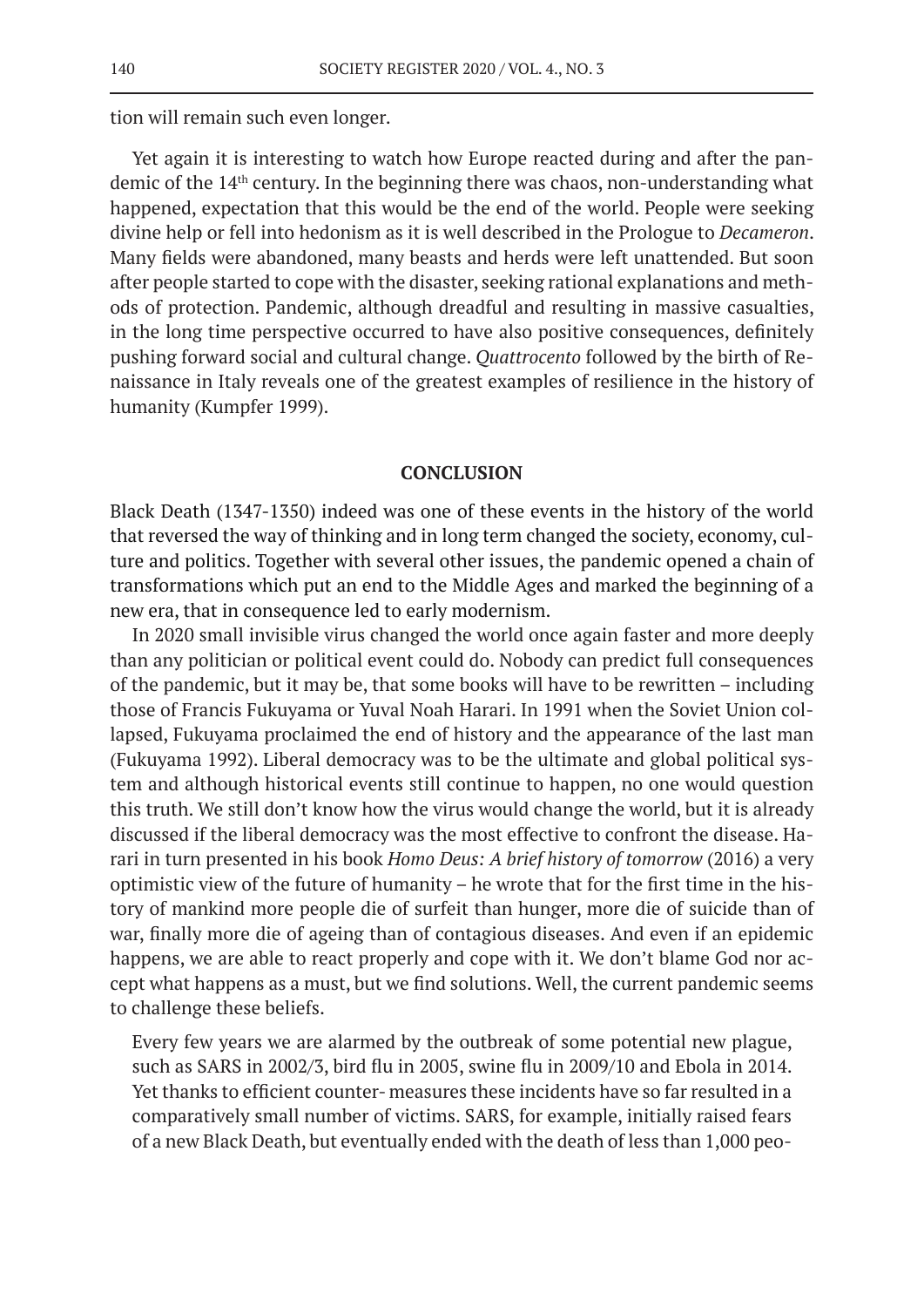tion will remain such even longer.

Yet again it is interesting to watch how Europe reacted during and after the pandemic of the 14th century. In the beginning there was chaos, non-understanding what happened, expectation that this would be the end of the world. People were seeking divine help or fell into hedonism as it is well described in the Prologue to *Decameron*. Many fields were abandoned, many beasts and herds were left unattended. But soon after people started to cope with the disaster, seeking rational explanations and methods of protection. Pandemic, although dreadful and resulting in massive casualties, in the long time perspective occurred to have also positive consequences, definitely pushing forward social and cultural change. *Quattrocento* followed by the birth of Renaissance in Italy reveals one of the greatest examples of resilience in the history of humanity (Kumpfer 1999).

## CONCLUSION

Black Death (1347-1350) indeed was one of these events in the history of the world that reversed the way of thinking and in long term changed the society, economy, culture and politics. Together with several other issues, the pandemic opened a chain of transformations which put an end to the Middle Ages and marked the beginning of a new era, that in consequence led to early modernism.

In 2020 small invisible virus changed the world once again faster and more deeply than any politician or political event could do. Nobody can predict full consequences of the pandemic, but it may be, that some books will have to be rewritten – including those of Francis Fukuyama or Yuval Noah Harari. In 1991 when the Soviet Union collapsed, Fukuyama proclaimed the end of history and the appearance of the last man (Fukuyama 1992). Liberal democracy was to be the ultimate and global political system and although historical events still continue to happen, no one would question this truth. We still don't know how the virus would change the world, but it is already discussed if the liberal democracy was the most effective to confront the disease. Harari in turn presented in his book *Homo Deus: A brief history of tomorrow* (2016) a very optimistic view of the future of humanity – he wrote that for the first time in the history of mankind more people die of surfeit than hunger, more die of suicide than of war, finally more die of ageing than of contagious diseases. And even if an epidemic happens, we are able to react properly and cope with it. We don't blame God nor accept what happens as a must, but we find solutions. Well, the current pandemic seems to challenge these beliefs.

> Every few years we are alarmed by the outbreak of some potential new plague, such as SARS in 2002/3, bird flu in 2005, swine flu in 2009/10 and Ebola in 2014. Yet thanks to efficient counter- measures these incidents have so far resulted in a comparatively small number of victims. SARS, for example, initially raised fears of a new Black Death, but eventually ended with the death of less than 1,000 peo-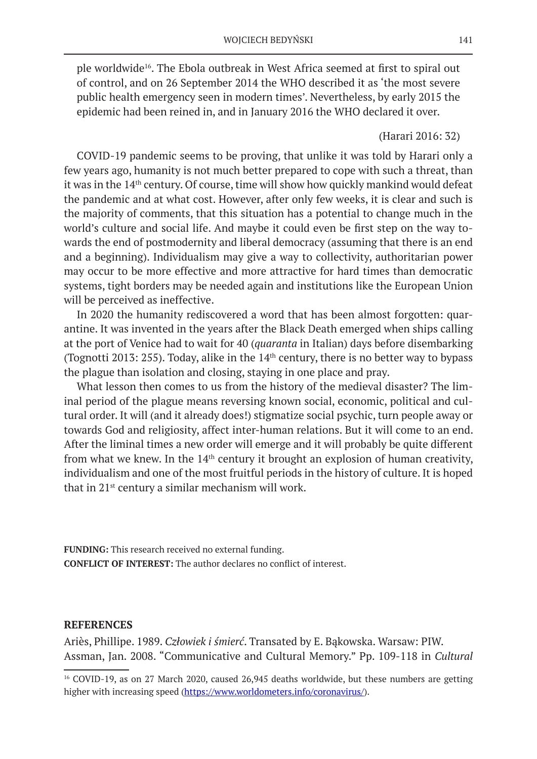ple worldwide[16]. The Ebola outbreak in West Africa seemed at first to spiral out of control, and on 26 September 2014 the WHO described it as 'the most severe public health emergency seen in modern times'. Nevertheless, by early 2015 the epidemic had been reined in, and in January 2016 the WHO declared it over.

(Harari 2016: 32)

COVID-19 pandemic seems to be proving, that unlike it was told by Harari only a few years ago, humanity is not much better prepared to cope with such a threat, than it was in the 14th century. Of course, time will show how quickly mankind would defeat the pandemic and at what cost. However, after only few weeks, it is clear and such is the majority of comments, that this situation has a potential to change much in the world's culture and social life. And maybe it could even be first step on the way towards the end of postmodernity and liberal democracy (assuming that there is an end and a beginning). Individualism may give a way to collectivity, authoritarian power may occur to be more effective and more attractive for hard times than democratic systems, tight borders may be needed again and institutions like the European Union will be perceived as ineffective.

In 2020 the humanity rediscovered a word that has been almost forgotten: quarantine. It was invented in the years after the Black Death emerged when ships calling at the port of Venice had to wait for 40 (*quaranta* in Italian) days before disembarking (Tognotti 2013: 255). Today, alike in the 14th century, there is no better way to bypass the plague than isolation and closing, staying in one place and pray.

What lesson then comes to us from the history of the medieval disaster? The liminal period of the plague means reversing known social, economic, political and cultural order. It will (and it already does!) stigmatize social psychic, turn people away or towards God and religiosity, affect inter-human relations. But it will come to an end. After the liminal times a new order will emerge and it will probably be quite different from what we knew. In the 14th century it brought an explosion of human creativity, individualism and one of the most fruitful periods in the history of culture. It is hoped that in 21st century a similar mechanism will work.

**FUNDING:** This research received no external funding.
**CONFLICT OF INTEREST:** The author declares no conflict of interest.

## REFERENCES

Ariès, Phillipe. 1989. *Człowiek i śmierć*. Transated by E. Bąkowska. Warsaw: PIW.

Assman, Jan. 2008. "Communicative and Cultural Memory." Pp. 109-118 in *Cultural*

[16] COVID-19, as on 27 March 2020, caused 26,945 deaths worldwide, but these numbers are getting higher with increasing speed (https://www.worldometers.info/coronavirus/).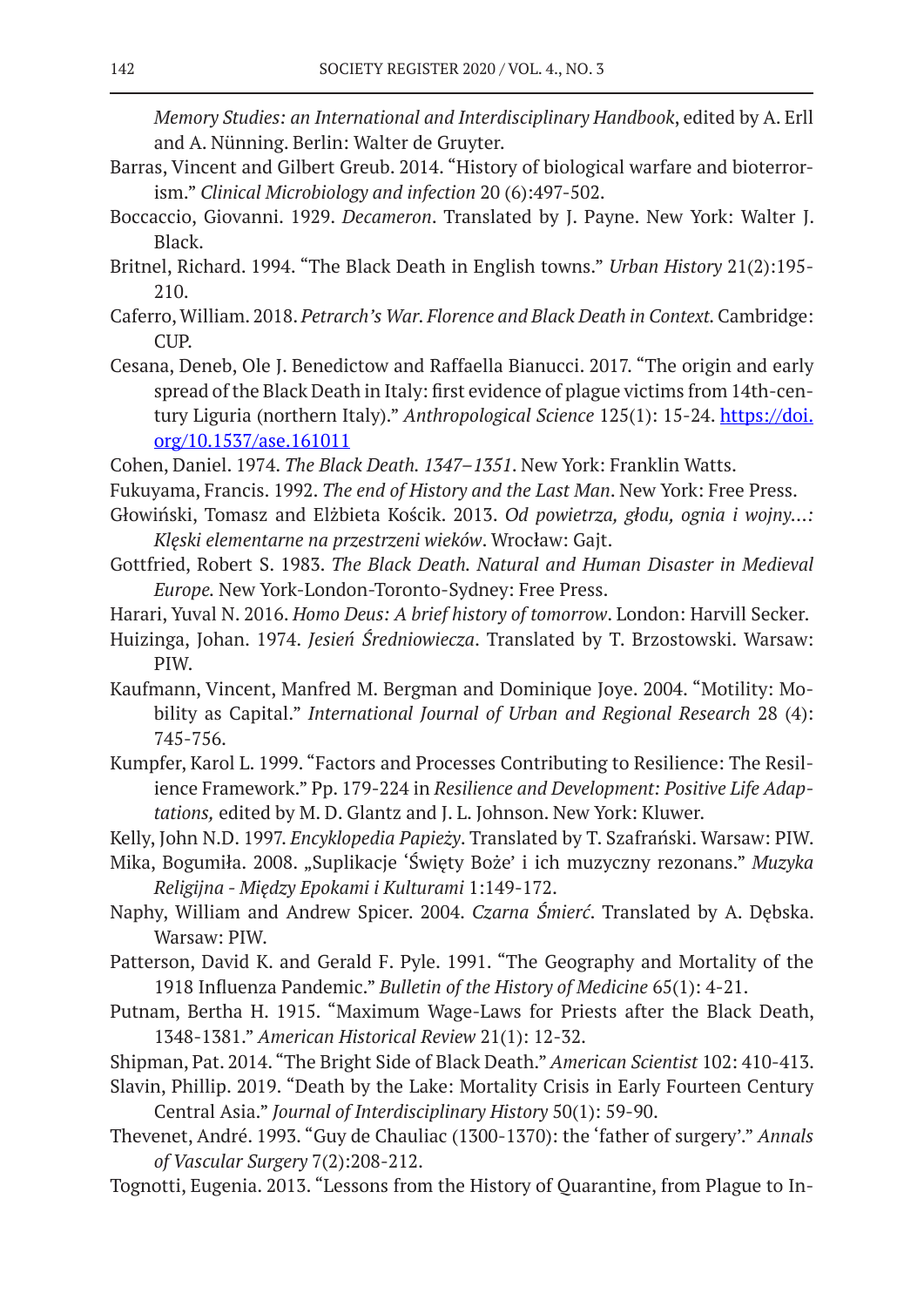*Memory Studies: an International and Interdisciplinary Handbook*, edited by A. Erll and A. Nünning. Berlin: Walter de Gruyter.

Barras, Vincent and Gilbert Greub. 2014. "History of biological warfare and bioterrorism." *Clinical Microbiology and infection* 20 (6):497-502.

Boccaccio, Giovanni. 1929. *Decameron*. Translated by J. Payne. New York: Walter J. Black.

Britnel, Richard. 1994. "The Black Death in English towns." *Urban History* 21(2):195-210.

Caferro, William. 2018. *Petrarch's War. Florence and Black Death in Context.* Cambridge: CUP.

Cesana, Deneb, Ole J. Benedictow and Raffaella Bianucci. 2017. "The origin and early spread of the Black Death in Italy: first evidence of plague victims from 14th-century Liguria (northern Italy)." *Anthropological Science* 125(1): 15-24. [https://doi.org/10.1537/ase.161011](https://doi.org/10.1537/ase.161011)

Cohen, Daniel. 1974. *The Black Death. 1347–1351*. New York: Franklin Watts.

Fukuyama, Francis. 1992. *The end of History and the Last Man*. New York: Free Press.

Głowiński, Tomasz and Elżbieta Kościk. 2013. *Od powietrza, głodu, ognia i wojny...: Klęski elementarne na przestrzeni wieków*. Wrocław: Gajt.

Gottfried, Robert S. 1983. *The Black Death. Natural and Human Disaster in Medieval Europe.* New York-London-Toronto-Sydney: Free Press.

Harari, Yuval N. 2016. *Homo Deus: A brief history of tomorrow*. London: Harvill Secker.

Huizinga, Johan. 1974. *Jesień Średniowiecza*. Translated by T. Brzostowski. Warsaw: PIW.

Kaufmann, Vincent, Manfred M. Bergman and Dominique Joye. 2004. "Motility: Mobility as Capital." *International Journal of Urban and Regional Research* 28 (4): 745-756.

Kumpfer, Karol L. 1999. "Factors and Processes Contributing to Resilience: The Resilience Framework." Pp. 179-224 in *Resilience and Development: Positive Life Adaptations,* edited by M. D. Glantz and J. L. Johnson. New York: Kluwer.

Kelly, John N.D. 1997. *Encyklopedia Papieży*. Translated by T. Szafrański. Warsaw: PIW.

Mika, Bogumiła. 2008. „Suplikacje 'Święty Boże' i ich muzyczny rezonans." *Muzyka Religijna - Między Epokami i Kulturami* 1:149-172.

Naphy, William and Andrew Spicer. 2004. *Czarna Śmierć*. Translated by A. Dębska. Warsaw: PIW.

Patterson, David K. and Gerald F. Pyle. 1991. "The Geography and Mortality of the 1918 Influenza Pandemic." *Bulletin of the History of Medicine* 65(1): 4-21.

Putnam, Bertha H. 1915. "Maximum Wage-Laws for Priests after the Black Death, 1348-1381." *American Historical Review* 21(1): 12-32.

Shipman, Pat. 2014. "The Bright Side of Black Death." *American Scientist* 102: 410-413.

Slavin, Phillip. 2019. "Death by the Lake: Mortality Crisis in Early Fourteen Century Central Asia." *Journal of Interdisciplinary History* 50(1): 59-90.

Thevenet, André. 1993. "Guy de Chauliac (1300-1370): the 'father of surgery'." *Annals of Vascular Surgery* 7(2):208-212.

Tognotti, Eugenia. 2013. "Lessons from the History of Quarantine, from Plague to In-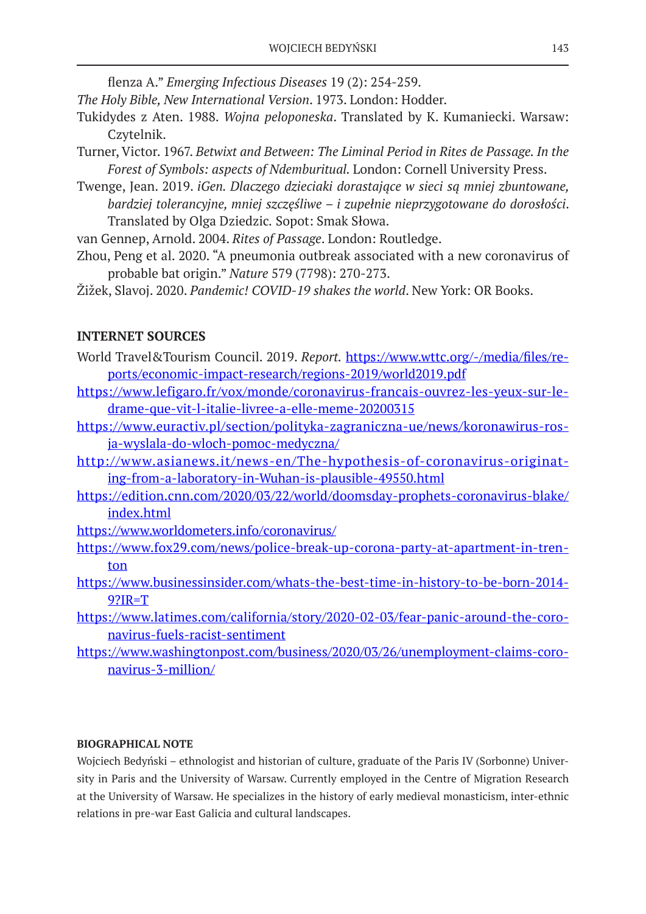flenza A." *Emerging Infectious Diseases* 19 (2): 254-259.

*The Holy Bible, New International Version*. 1973. London: Hodder.

Tukidydes z Aten. 1988. *Wojna peloponeska*. Translated by K. Kumaniecki. Warsaw: Czytelnik.

Turner, Victor. 1967. *Betwixt and Between: The Liminal Period in Rites de Passage. In the Forest of Symbols: aspects of Ndemburitual.* London: Cornell University Press.

Twenge, Jean. 2019. *iGen. Dlaczego dzieciaki dorastające w sieci są mniej zbuntowane, bardziej tolerancyjne, mniej szczęśliwe – i zupełnie nieprzygotowane do dorosłości*. Translated by Olga Dziedzic. Sopot: Smak Słowa.

van Gennep, Arnold. 2004. *Rites of Passage*. London: Routledge.

Zhou, Peng et al. 2020. "A pneumonia outbreak associated with a new coronavirus of probable bat origin." *Nature* 579 (7798): 270-273.

Žižek, Slavoj. 2020. *Pandemic! COVID-19 shakes the world*. New York: OR Books.

## INTERNET SOURCES

World Travel&Tourism Council. 2019. *Report.* https://www.wttc.org/-/media/files/reports/economic-impact-research/regions-2019/world2019.pdf

https://www.lefigaro.fr/vox/monde/coronavirus-francais-ouvrez-les-yeux-sur-le-drame-que-vit-l-italie-livree-a-elle-meme-20200315

https://www.euractiv.pl/section/polityka-zagraniczna-ue/news/koronawirus-rosja-wyslala-do-wloch-pomoc-medyczna/

http://www.asianews.it/news-en/The-hypothesis-of-coronavirus-originating-from-a-laboratory-in-Wuhan-is-plausible-49550.html

https://edition.cnn.com/2020/03/22/world/doomsday-prophets-coronavirus-blake/index.html

https://www.worldometers.info/coronavirus/

https://www.fox29.com/news/police-break-up-corona-party-at-apartment-in-trenton

https://www.businessinsider.com/whats-the-best-time-in-history-to-be-born-2014-9?IR=T

https://www.latimes.com/california/story/2020-02-03/fear-panic-around-the-coronavirus-fuels-racist-sentiment

https://www.washingtonpost.com/business/2020/03/26/unemployment-claims-coronavirus-3-million/

#### BIOGRAPHICAL NOTE

Wojciech Bedyński – ethnologist and historian of culture, graduate of the Paris IV (Sorbonne) University in Paris and the University of Warsaw. Currently employed in the Centre of Migration Research at the University of Warsaw. He specializes in the history of early medieval monasticism, inter-ethnic relations in pre-war East Galicia and cultural landscapes.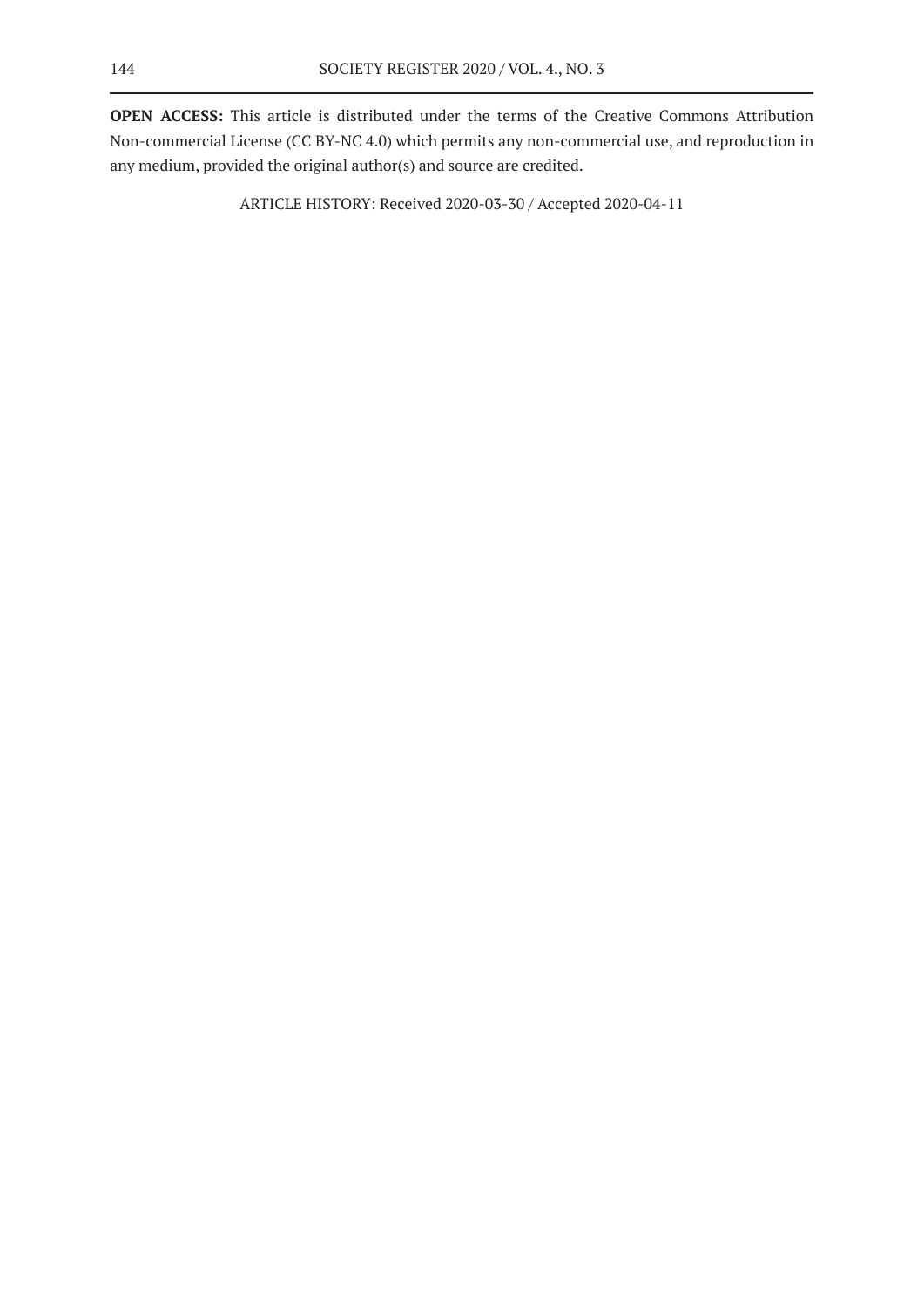**OPEN ACCESS:** This article is distributed under the terms of the Creative Commons Attribution Non-commercial License (CC BY-NC 4.0) which permits any non-commercial use, and reproduction in any medium, provided the original author(s) and source are credited.

ARTICLE HISTORY: Received 2020-03-30 / Accepted 2020-04-11